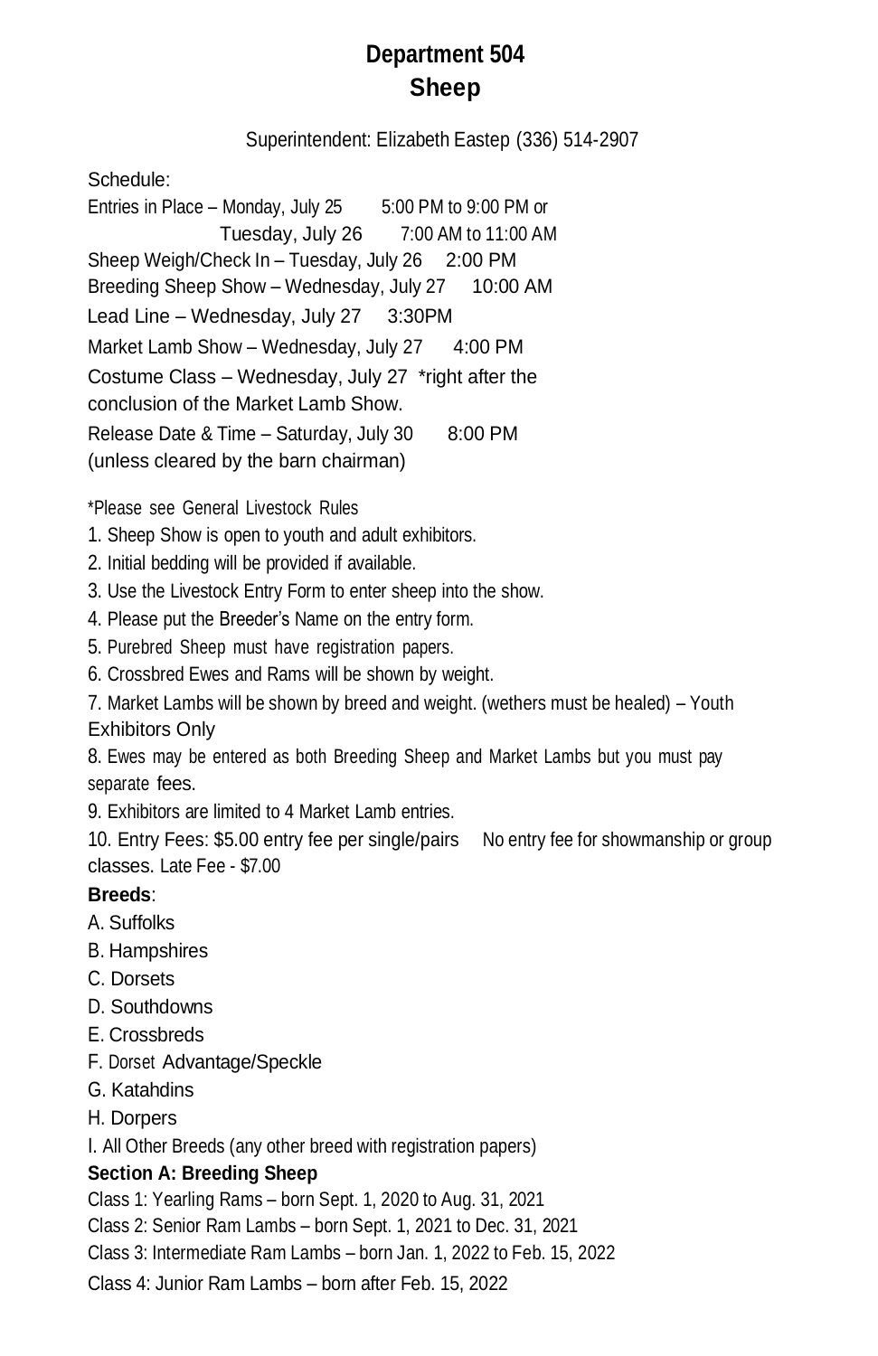# Department 504
## Sheep

Superintendent: Elizabeth Eastep (336) 514-2907

Schedule:

Entries in Place – Monday, July 25 5:00 PM to 9:00 PM or
Tuesday, July 26 7:00 AM to 11:00 AM

Sheep Weigh/Check In – Tuesday, July 26 2:00 PM

Breeding Sheep Show – Wednesday, July 27 10:00 AM

Lead Line – Wednesday, July 27 3:30PM

Market Lamb Show – Wednesday, July 27 4:00 PM

Costume Class – Wednesday, July 27 *right after the conclusion of the Market Lamb Show.

Release Date & Time – Saturday, July 30 8:00 PM (unless cleared by the barn chairman)

*Please see General Livestock Rules

1. Sheep Show is open to youth and adult exhibitors.
2. Initial bedding will be provided if available.
3. Use the Livestock Entry Form to enter sheep into the show.
4. Please put the Breeder's Name on the entry form.
5. Purebred Sheep must have registration papers.
6. Crossbred Ewes and Rams will be shown by weight.
7. Market Lambs will be shown by breed and weight. (wethers must be healed) – Youth Exhibitors Only
8. Ewes may be entered as both Breeding Sheep and Market Lambs but you must pay separate fees.
9. Exhibitors are limited to 4 Market Lamb entries.
10. Entry Fees: $5.00 entry fee per single/pairs No entry fee for showmanship or group classes. Late Fee - $7.00

**Breeds**:

A. Suffolks
B. Hampshires
C. Dorsets
D. Southdowns
E. Crossbreds
F. Dorset Advantage/Speckle
G. Katahdins
H. Dorpers
I. All Other Breeds (any other breed with registration papers)

**Section A: Breeding Sheep**

Class 1: Yearling Rams – born Sept. 1, 2020 to Aug. 31, 2021

Class 2: Senior Ram Lambs – born Sept. 1, 2021 to Dec. 31, 2021

Class 3: Intermediate Ram Lambs – born Jan. 1, 2022 to Feb. 15, 2022

Class 4: Junior Ram Lambs – born after Feb. 15, 2022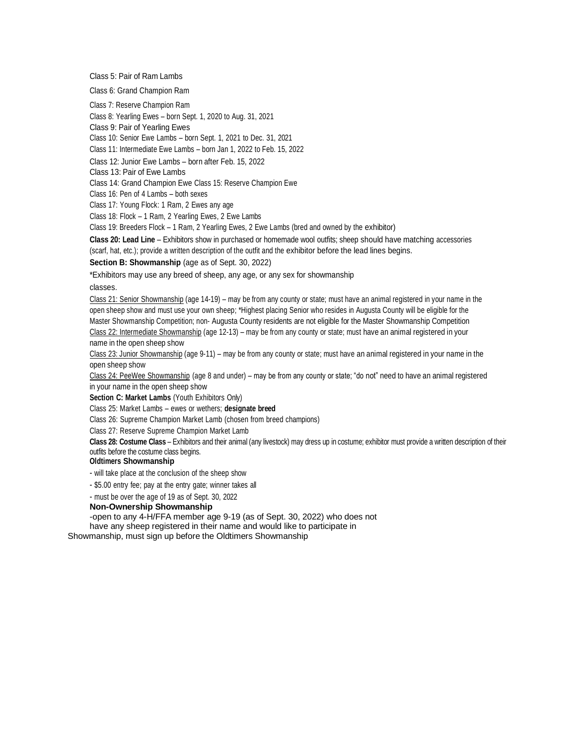Class 5: Pair of Ram Lambs

Class 6: Grand Champion Ram

Class 7: Reserve Champion Ram

Class 8: Yearling Ewes – born Sept. 1, 2020 to Aug. 31, 2021

Class 9: Pair of Yearling Ewes

Class 10: Senior Ewe Lambs – born Sept. 1, 2021 to Dec. 31, 2021

Class 11: Intermediate Ewe Lambs – born Jan 1, 2022 to Feb. 15, 2022

Class 12: Junior Ewe Lambs – born after Feb. 15, 2022

Class 13: Pair of Ewe Lambs

Class 14: Grand Champion Ewe Class 15: Reserve Champion Ewe

Class 16: Pen of 4 Lambs – both sexes

Class 17: Young Flock: 1 Ram, 2 Ewes any age

Class 18: Flock – 1 Ram, 2 Yearling Ewes, 2 Ewe Lambs

Class 19: Breeders Flock – 1 Ram, 2 Yearling Ewes, 2 Ewe Lambs (bred and owned by the exhibitor)

**Class 20: Lead Line** – Exhibitors show in purchased or homemade wool outfits; sheep should have matching accessories (scarf, hat, etc.); provide a written description of the outfit and the exhibitor before the lead lines begins.

**Section B: Showmanship** (age as of Sept. 30, 2022)

*Exhibitors may use any breed of sheep, any age, or any sex for showmanship classes.

Class 21: Senior Showmanship (age 14-19) – may be from any county or state; must have an animal registered in your name in the open sheep show and must use your own sheep; *Highest placing Senior who resides in Augusta County will be eligible for the Master Showmanship Competition; non- Augusta County residents are not eligible for the Master Showmanship Competition

Class 22: Intermediate Showmanship (age 12-13) – may be from any county or state; must have an animal registered in your name in the open sheep show

Class 23: Junior Showmanship (age 9-11) – may be from any county or state; must have an animal registered in your name in the open sheep show

Class 24: PeeWee Showmanship (age 8 and under) – may be from any county or state; "do not" need to have an animal registered in your name in the open sheep show

**Section C: Market Lambs** (Youth Exhibitors Only)

Class 25: Market Lambs – ewes or wethers; **designate breed**

Class 26: Supreme Champion Market Lamb (chosen from breed champions)

Class 27: Reserve Supreme Champion Market Lamb

**Class 28: Costume Class** – Exhibitors and their animal (any livestock) may dress up in costume; exhibitor must provide a written description of their outfits before the costume class begins.

**Oldtimers Showmanship**

- will take place at the conclusion of the sheep show
- $5.00 entry fee; pay at the entry gate; winner takes all
- must be over the age of 19 as of Sept. 30, 2022

**Non-Ownership Showmanship**

-open to any 4-H/FFA member age 9-19 (as of Sept. 30, 2022) who does not have any sheep registered in their name and would like to participate in Showmanship, must sign up before the Oldtimers Showmanship